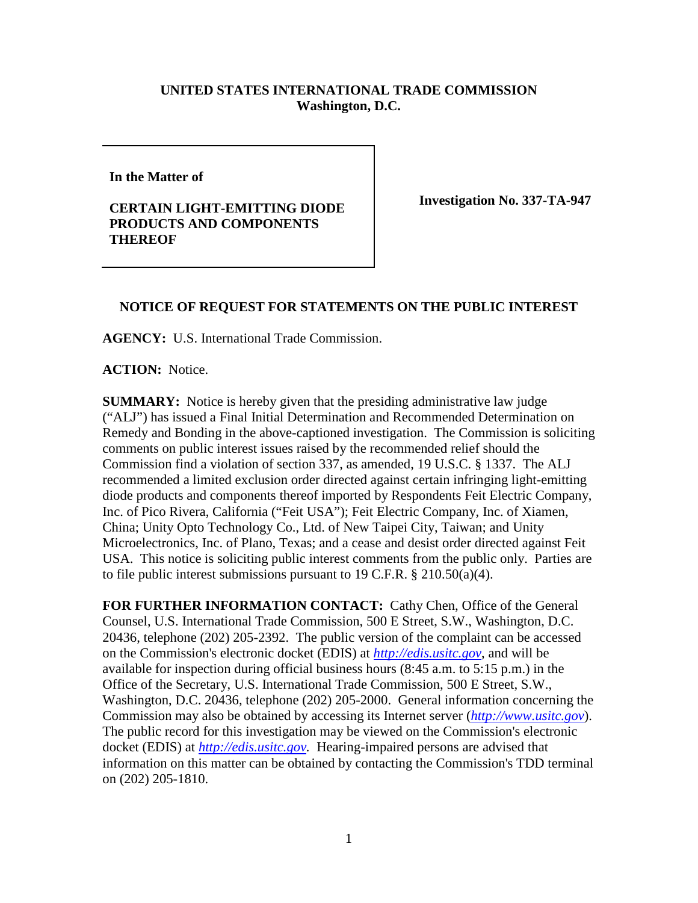**UNITED STATES INTERNATIONAL TRADE COMMISSION**
**Washington, D.C.**

| In the Matter of<br><br>**CERTAIN LIGHT-EMITTING DIODE PRODUCTS AND COMPONENTS THEREOF** | **Investigation No. 337-TA-947** |
|---|---|

## NOTICE OF REQUEST FOR STATEMENTS ON THE PUBLIC INTEREST

**AGENCY:** U.S. International Trade Commission.

**ACTION:** Notice.

**SUMMARY:** Notice is hereby given that the presiding administrative law judge ("ALJ") has issued a Final Initial Determination and Recommended Determination on Remedy and Bonding in the above-captioned investigation. The Commission is soliciting comments on public interest issues raised by the recommended relief should the Commission find a violation of section 337, as amended, 19 U.S.C. § 1337. The ALJ recommended a limited exclusion order directed against certain infringing light-emitting diode products and components thereof imported by Respondents Feit Electric Company, Inc. of Pico Rivera, California ("Feit USA"); Feit Electric Company, Inc. of Xiamen, China; Unity Opto Technology Co., Ltd. of New Taipei City, Taiwan; and Unity Microelectronics, Inc. of Plano, Texas; and a cease and desist order directed against Feit USA. This notice is soliciting public interest comments from the public only. Parties are to file public interest submissions pursuant to 19 C.F.R. § 210.50(a)(4).

**FOR FURTHER INFORMATION CONTACT:** Cathy Chen, Office of the General Counsel, U.S. International Trade Commission, 500 E Street, S.W., Washington, D.C. 20436, telephone (202) 205-2392. The public version of the complaint can be accessed on the Commission's electronic docket (EDIS) at *http://edis.usitc.gov*, and will be available for inspection during official business hours (8:45 a.m. to 5:15 p.m.) in the Office of the Secretary, U.S. International Trade Commission, 500 E Street, S.W., Washington, D.C. 20436, telephone (202) 205-2000. General information concerning the Commission may also be obtained by accessing its Internet server (*http://www.usitc.gov*). The public record for this investigation may be viewed on the Commission's electronic docket (EDIS) at *http://edis.usitc.gov.* Hearing-impaired persons are advised that information on this matter can be obtained by contacting the Commission's TDD terminal on (202) 205-1810.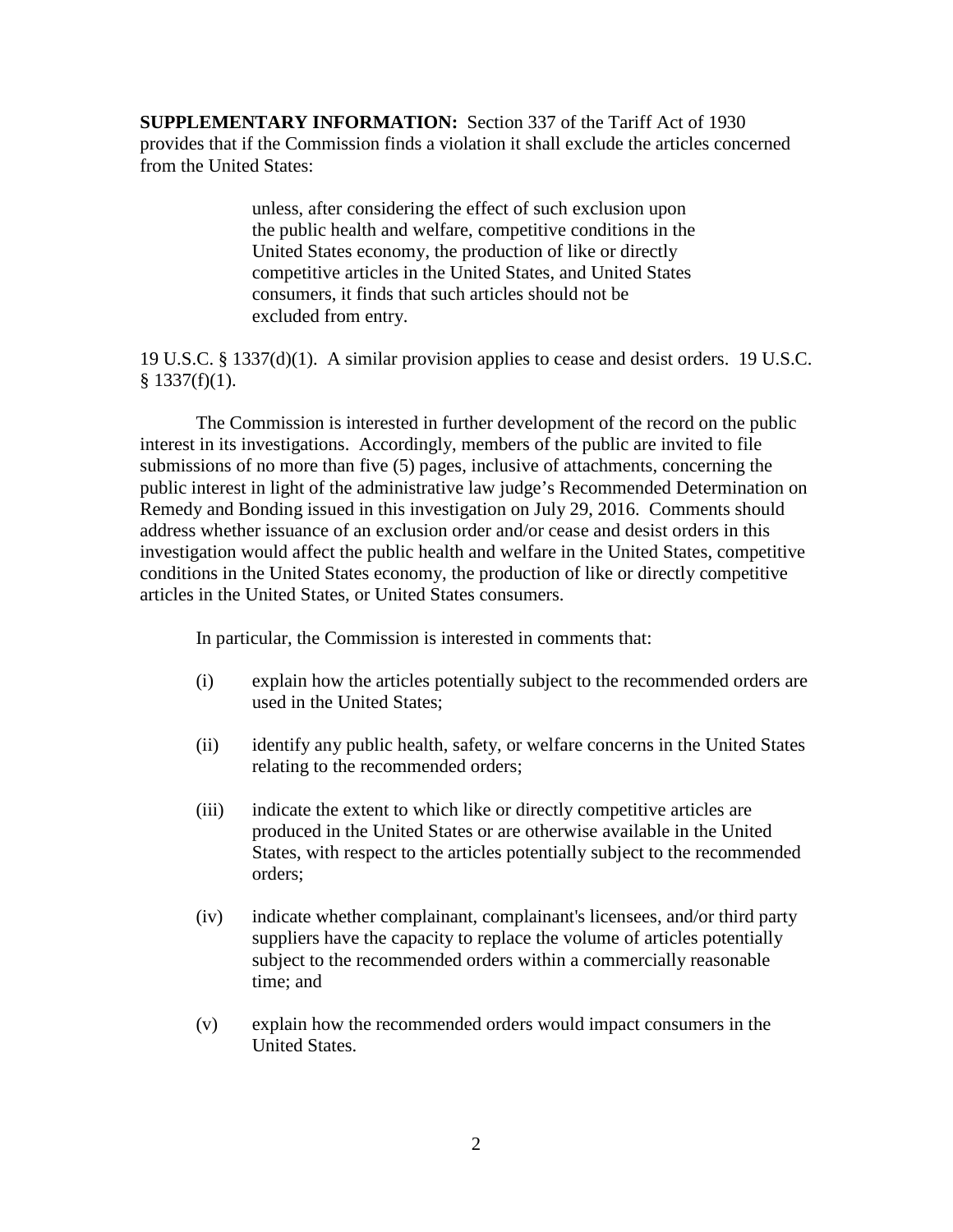**SUPPLEMENTARY INFORMATION:** Section 337 of the Tariff Act of 1930 provides that if the Commission finds a violation it shall exclude the articles concerned from the United States:

> unless, after considering the effect of such exclusion upon the public health and welfare, competitive conditions in the United States economy, the production of like or directly competitive articles in the United States, and United States consumers, it finds that such articles should not be excluded from entry.

19 U.S.C. § 1337(d)(1). A similar provision applies to cease and desist orders. 19 U.S.C. § 1337(f)(1).

The Commission is interested in further development of the record on the public interest in its investigations. Accordingly, members of the public are invited to file submissions of no more than five (5) pages, inclusive of attachments, concerning the public interest in light of the administrative law judge's Recommended Determination on Remedy and Bonding issued in this investigation on July 29, 2016. Comments should address whether issuance of an exclusion order and/or cease and desist orders in this investigation would affect the public health and welfare in the United States, competitive conditions in the United States economy, the production of like or directly competitive articles in the United States, or United States consumers.

In particular, the Commission is interested in comments that:

(i) explain how the articles potentially subject to the recommended orders are used in the United States;

(ii) identify any public health, safety, or welfare concerns in the United States relating to the recommended orders;

(iii) indicate the extent to which like or directly competitive articles are produced in the United States or are otherwise available in the United States, with respect to the articles potentially subject to the recommended orders;

(iv) indicate whether complainant, complainant's licensees, and/or third party suppliers have the capacity to replace the volume of articles potentially subject to the recommended orders within a commercially reasonable time; and

(v) explain how the recommended orders would impact consumers in the United States.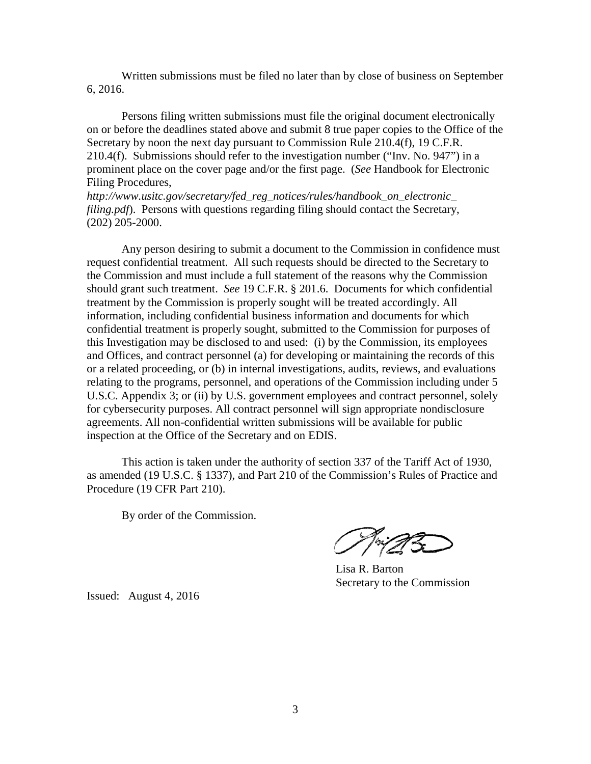Written submissions must be filed no later than by close of business on September 6, 2016.

Persons filing written submissions must file the original document electronically on or before the deadlines stated above and submit 8 true paper copies to the Office of the Secretary by noon the next day pursuant to Commission Rule 210.4(f), 19 C.F.R. 210.4(f). Submissions should refer to the investigation number ("Inv. No. 947") in a prominent place on the cover page and/or the first page. (*See* Handbook for Electronic Filing Procedures, *http://www.usitc.gov/secretary/fed_reg_notices/rules/handbook_on_electronic_filing.pdf*). Persons with questions regarding filing should contact the Secretary, (202) 205-2000.

Any person desiring to submit a document to the Commission in confidence must request confidential treatment. All such requests should be directed to the Secretary to the Commission and must include a full statement of the reasons why the Commission should grant such treatment. *See* 19 C.F.R. § 201.6. Documents for which confidential treatment by the Commission is properly sought will be treated accordingly. All information, including confidential business information and documents for which confidential treatment is properly sought, submitted to the Commission for purposes of this Investigation may be disclosed to and used: (i) by the Commission, its employees and Offices, and contract personnel (a) for developing or maintaining the records of this or a related proceeding, or (b) in internal investigations, audits, reviews, and evaluations relating to the programs, personnel, and operations of the Commission including under 5 U.S.C. Appendix 3; or (ii) by U.S. government employees and contract personnel, solely for cybersecurity purposes. All contract personnel will sign appropriate nondisclosure agreements. All non-confidential written submissions will be available for public inspection at the Office of the Secretary and on EDIS.

This action is taken under the authority of section 337 of the Tariff Act of 1930, as amended (19 U.S.C. § 1337), and Part 210 of the Commission's Rules of Practice and Procedure (19 CFR Part 210).

By order of the Commission.

Lisa R. Barton
Secretary to the Commission

Issued: August 4, 2016